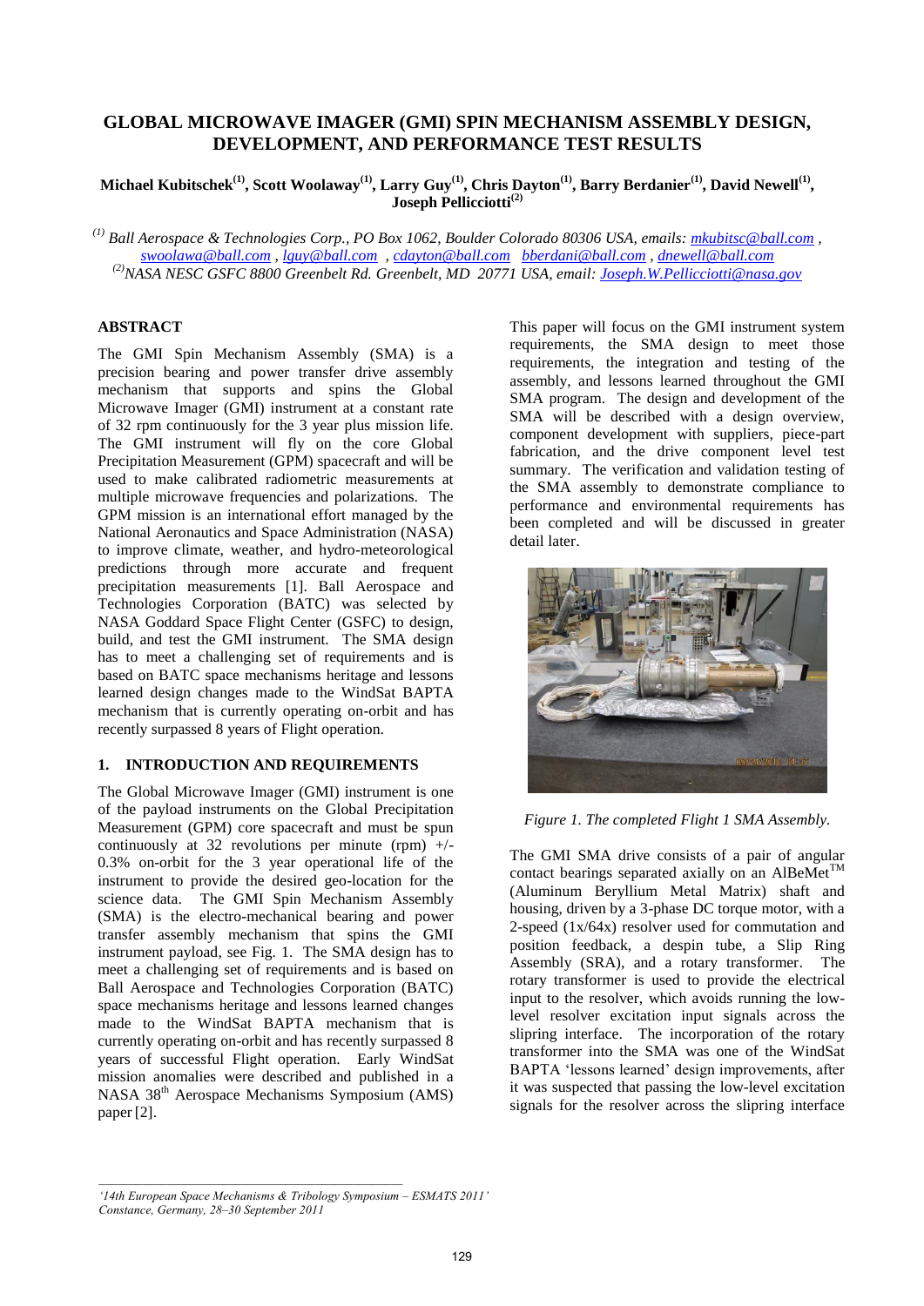# GLOBAL MICROWAVE IMAGER (GMI) SPIN MECHANISM ASSEMBLY DESIGN, DEVELOPMENT, AND PERFORMANCE TEST RESULTS

**Michael Kubitschek[1], Scott Woolaway[1], Larry Guy[1], Chris Dayton[1], Barry Berdanier[1], David Newell[1], Joseph Pellicciotti[2]**

*[1] Ball Aerospace & Technologies Corp., PO Box 1062, Boulder Colorado 80306 USA, emails: mkubitsc@ball.com , swoolawa@ball.com , lguy@ball.com , cdayton@ball.com bberdani@ball.com , dnewell@ball.com*
*[2] NASA NESC GSFC 8800 Greenbelt Rd. Greenbelt, MD 20771 USA, email: Joseph.W.Pellicciotti@nasa.gov*

## ABSTRACT

The GMI Spin Mechanism Assembly (SMA) is a precision bearing and power transfer drive assembly mechanism that supports and spins the Global Microwave Imager (GMI) instrument at a constant rate of 32 rpm continuously for the 3 year plus mission life. The GMI instrument will fly on the core Global Precipitation Measurement (GPM) spacecraft and will be used to make calibrated radiometric measurements at multiple microwave frequencies and polarizations. The GPM mission is an international effort managed by the National Aeronautics and Space Administration (NASA) to improve climate, weather, and hydro-meteorological predictions through more accurate and frequent precipitation measurements [1]. Ball Aerospace and Technologies Corporation (BATC) was selected by NASA Goddard Space Flight Center (GSFC) to design, build, and test the GMI instrument. The SMA design has to meet a challenging set of requirements and is based on BATC space mechanisms heritage and lessons learned design changes made to the WindSat BAPTA mechanism that is currently operating on-orbit and has recently surpassed 8 years of Flight operation.

## 1. INTRODUCTION AND REQUIREMENTS

The Global Microwave Imager (GMI) instrument is one of the payload instruments on the Global Precipitation Measurement (GPM) core spacecraft and must be spun continuously at 32 revolutions per minute (rpm) +/- 0.3% on-orbit for the 3 year operational life of the instrument to provide the desired geo-location for the science data. The GMI Spin Mechanism Assembly (SMA) is the electro-mechanical bearing and power transfer assembly mechanism that spins the GMI instrument payload, see Fig. 1. The SMA design has to meet a challenging set of requirements and is based on Ball Aerospace and Technologies Corporation (BATC) space mechanisms heritage and lessons learned changes made to the WindSat BAPTA mechanism that is currently operating on-orbit and has recently surpassed 8 years of successful Flight operation. Early WindSat mission anomalies were described and published in a NASA 38th Aerospace Mechanisms Symposium (AMS) paper [2].

This paper will focus on the GMI instrument system requirements, the SMA design to meet those requirements, the integration and testing of the assembly, and lessons learned throughout the GMI SMA program. The design and development of the SMA will be described with a design overview, component development with suppliers, piece-part fabrication, and the drive component level test summary. The verification and validation testing of the SMA assembly to demonstrate compliance to performance and environmental requirements has been completed and will be discussed in greater detail later.

*Figure 1. The completed Flight 1 SMA Assembly.*

The GMI SMA drive consists of a pair of angular contact bearings separated axially on an AlBeMet™ (Aluminum Beryllium Metal Matrix) shaft and housing, driven by a 3-phase DC torque motor, with a 2-speed (1x/64x) resolver used for commutation and position feedback, a despin tube, a Slip Ring Assembly (SRA), and a rotary transformer. The rotary transformer is used to provide the electrical input to the resolver, which avoids running the low-level resolver excitation input signals across the slipring interface. The incorporation of the rotary transformer into the SMA was one of the WindSat BAPTA 'lessons learned' design improvements, after it was suspected that passing the low-level excitation signals for the resolver across the slipring interface

*'14th European Space Mechanisms & Tribology Symposium – ESMATS 2011' Constance, Germany, 28–30 September 2011*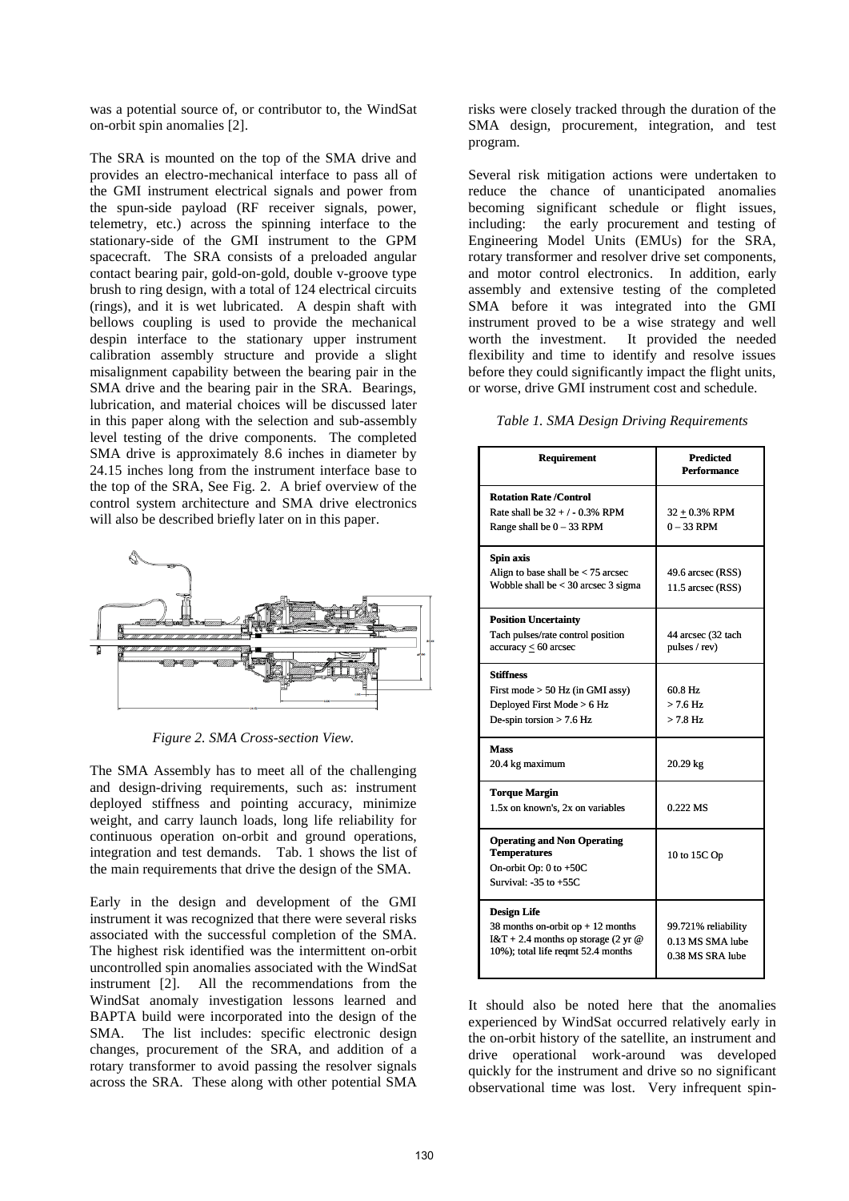was a potential source of, or contributor to, the WindSat on-orbit spin anomalies [2].

The SRA is mounted on the top of the SMA drive and provides an electro-mechanical interface to pass all of the GMI instrument electrical signals and power from the spun-side payload (RF receiver signals, power, telemetry, etc.) across the spinning interface to the stationary-side of the GMI instrument to the GPM spacecraft. The SRA consists of a preloaded angular contact bearing pair, gold-on-gold, double v-groove type brush to ring design, with a total of 124 electrical circuits (rings), and it is wet lubricated. A despin shaft with bellows coupling is used to provide the mechanical despin interface to the stationary upper instrument calibration assembly structure and provide a slight misalignment capability between the bearing pair in the SMA drive and the bearing pair in the SRA. Bearings, lubrication, and material choices will be discussed later in this paper along with the selection and sub-assembly level testing of the drive components. The completed SMA drive is approximately 8.6 inches in diameter by 24.15 inches long from the instrument interface base to the top of the SRA, See Fig. 2. A brief overview of the control system architecture and SMA drive electronics will also be described briefly later on in this paper.

*Figure 2. SMA Cross-section View.*

The SMA Assembly has to meet all of the challenging and design-driving requirements, such as: instrument deployed stiffness and pointing accuracy, minimize weight, and carry launch loads, long life reliability for continuous operation on-orbit and ground operations, integration and test demands. Tab. 1 shows the list of the main requirements that drive the design of the SMA.

Early in the design and development of the GMI instrument it was recognized that there were several risks associated with the successful completion of the SMA. The highest risk identified was the intermittent on-orbit uncontrolled spin anomalies associated with the WindSat instrument [2]. All the recommendations from the WindSat anomaly investigation lessons learned and BAPTA build were incorporated into the design of the SMA. The list includes: specific electronic design changes, procurement of the SRA, and addition of a rotary transformer to avoid passing the resolver signals across the SRA. These along with other potential SMA risks were closely tracked through the duration of the SMA design, procurement, integration, and test program.

Several risk mitigation actions were undertaken to reduce the chance of unanticipated anomalies becoming significant schedule or flight issues, including: the early procurement and testing of Engineering Model Units (EMUs) for the SRA, rotary transformer and resolver drive set components, and motor control electronics. In addition, early assembly and extensive testing of the completed SMA before it was integrated into the GMI instrument proved to be a wise strategy and well worth the investment. It provided the needed flexibility and time to identify and resolve issues before they could significantly impact the flight units, or worse, drive GMI instrument cost and schedule.

*Table 1. SMA Design Driving Requirements*

| Requirement | Predicted Performance |
|---|---|
| **Rotation Rate /Control**<br>Rate shall be 32 + / - 0.3% RPM<br>Range shall be 0 – 33 RPM | 32 ± 0.3% RPM<br>0 – 33 RPM |
| **Spin axis**<br>Align to base shall be < 75 arcsec<br>Wobble shall be < 30 arcsec 3 sigma | 49.6 arcsec (RSS)<br>11.5 arcsec (RSS) |
| **Position Uncertainty**<br>Tach pulses/rate control position accuracy ≤ 60 arcsec | 44 arcsec (32 tach pulses / rev) |
| **Stiffness**<br>First mode > 50 Hz (in GMI assy)<br>Deployed First Mode > 6 Hz<br>De-spin torsion > 7.6 Hz | 60.8 Hz<br>> 7.6 Hz<br>> 7.8 Hz |
| **Mass**<br>20.4 kg maximum | 20.29 kg |
| **Torque Margin**<br>1.5x on known's, 2x on variables | 0.222 MS |
| **Operating and Non Operating Temperatures**<br>On-orbit Op: 0 to +50C<br>Survival: -35 to +55C | 10 to 15C Op |
| **Design Life**<br>38 months on-orbit op + 12 months I&T + 2.4 months op storage (2 yr @ 10%); total life reqmt 52.4 months | 99.721% reliability<br>0.13 MS SMA lube<br>0.38 MS SRA lube |

It should also be noted here that the anomalies experienced by WindSat occurred relatively early in the on-orbit history of the satellite, an instrument and drive operational work-around was developed quickly for the instrument and drive so no significant observational time was lost. Very infrequent spin-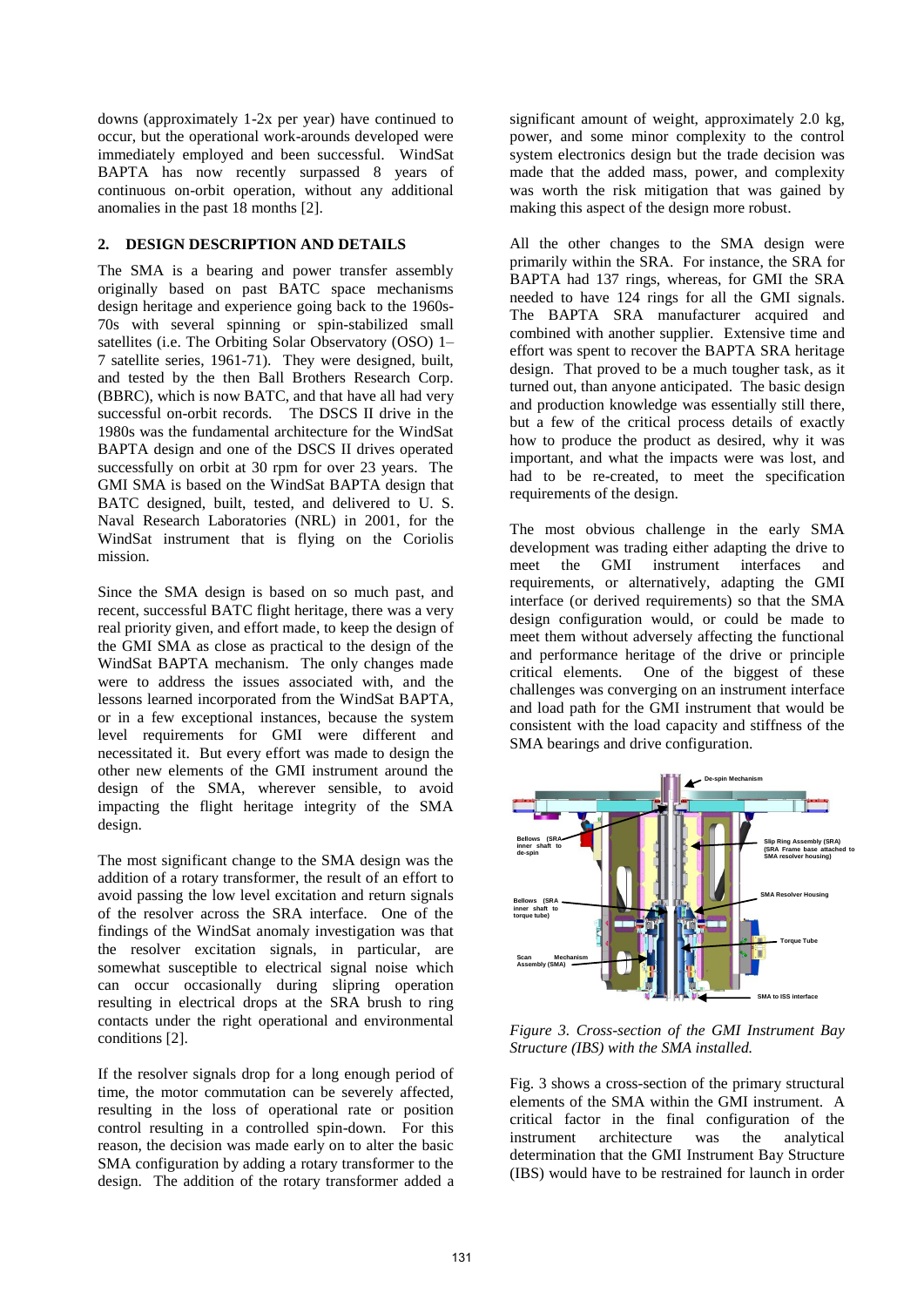downs (approximately 1-2x per year) have continued to occur, but the operational work-arounds developed were immediately employed and been successful. WindSat BAPTA has now recently surpassed 8 years of continuous on-orbit operation, without any additional anomalies in the past 18 months [2].

## 2. DESIGN DESCRIPTION AND DETAILS

The SMA is a bearing and power transfer assembly originally based on past BATC space mechanisms design heritage and experience going back to the 1960s-70s with several spinning or spin-stabilized small satellites (i.e. The Orbiting Solar Observatory (OSO) 1–7 satellite series, 1961-71). They were designed, built, and tested by the then Ball Brothers Research Corp. (BBRC), which is now BATC, and that have all had very successful on-orbit records. The DSCS II drive in the 1980s was the fundamental architecture for the WindSat BAPTA design and one of the DSCS II drives operated successfully on orbit at 30 rpm for over 23 years. The GMI SMA is based on the WindSat BAPTA design that BATC designed, built, tested, and delivered to U. S. Naval Research Laboratories (NRL) in 2001, for the WindSat instrument that is flying on the Coriolis mission.

Since the SMA design is based on so much past, and recent, successful BATC flight heritage, there was a very real priority given, and effort made, to keep the design of the GMI SMA as close as practical to the design of the WindSat BAPTA mechanism. The only changes made were to address the issues associated with, and the lessons learned incorporated from the WindSat BAPTA, or in a few exceptional instances, because the system level requirements for GMI were different and necessitated it. But every effort was made to design the other new elements of the GMI instrument around the design of the SMA, wherever sensible, to avoid impacting the flight heritage integrity of the SMA design.

The most significant change to the SMA design was the addition of a rotary transformer, the result of an effort to avoid passing the low level excitation and return signals of the resolver across the SRA interface. One of the findings of the WindSat anomaly investigation was that the resolver excitation signals, in particular, are somewhat susceptible to electrical signal noise which can occur occasionally during slipring operation resulting in electrical drops at the SRA brush to ring contacts under the right operational and environmental conditions [2].

If the resolver signals drop for a long enough period of time, the motor commutation can be severely affected, resulting in the loss of operational rate or position control resulting in a controlled spin-down. For this reason, the decision was made early on to alter the basic SMA configuration by adding a rotary transformer to the design. The addition of the rotary transformer added a significant amount of weight, approximately 2.0 kg, power, and some minor complexity to the control system electronics design but the trade decision was made that the added mass, power, and complexity was worth the risk mitigation that was gained by making this aspect of the design more robust.

All the other changes to the SMA design were primarily within the SRA. For instance, the SRA for BAPTA had 137 rings, whereas, for GMI the SRA needed to have 124 rings for all the GMI signals. The BAPTA SRA manufacturer acquired and combined with another supplier. Extensive time and effort was spent to recover the BAPTA SRA heritage design. That proved to be a much tougher task, as it turned out, than anyone anticipated. The basic design and production knowledge was essentially still there, but a few of the critical process details of exactly how to produce the product as desired, why it was important, and what the impacts were was lost, and had to be re-created, to meet the specification requirements of the design.

The most obvious challenge in the early SMA development was trading either adapting the drive to meet the GMI instrument interfaces and requirements, or alternatively, adapting the GMI interface (or derived requirements) so that the SMA design configuration would, or could be made to meet them without adversely affecting the functional and performance heritage of the drive or principle critical elements. One of the biggest of these challenges was converging on an instrument interface and load path for the GMI instrument that would be consistent with the load capacity and stiffness of the SMA bearings and drive configuration.

*Figure 3. Cross-section of the GMI Instrument Bay Structure (IBS) with the SMA installed.*

Fig. 3 shows a cross-section of the primary structural elements of the SMA within the GMI instrument. A critical factor in the final configuration of the instrument architecture was the analytical determination that the GMI Instrument Bay Structure (IBS) would have to be restrained for launch in order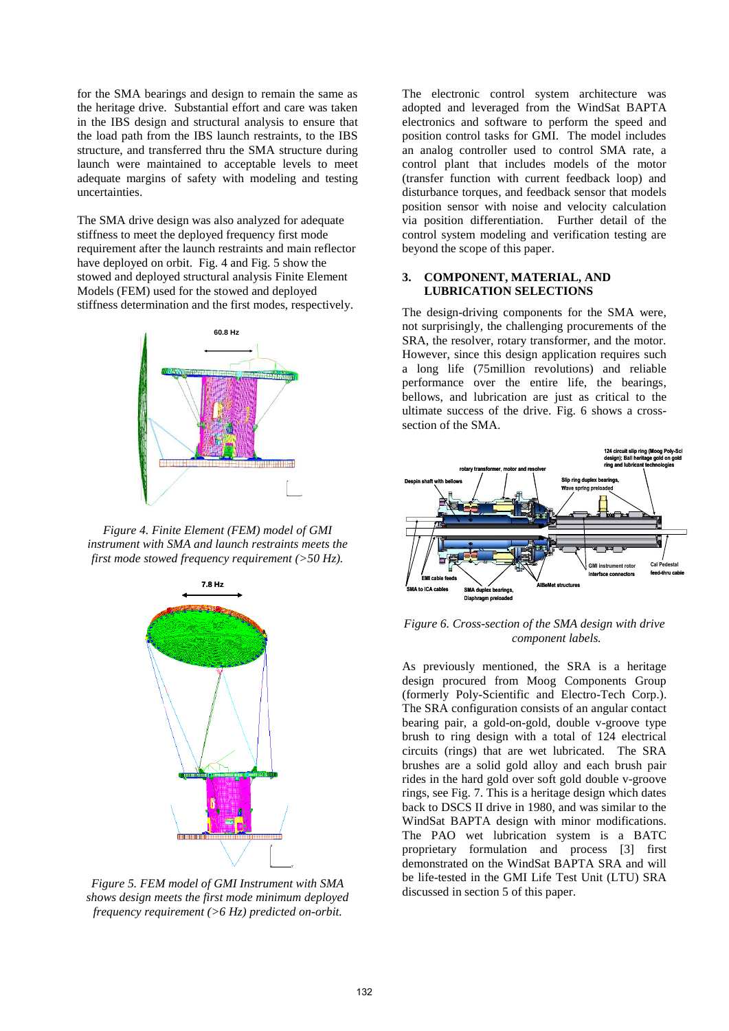for the SMA bearings and design to remain the same as the heritage drive. Substantial effort and care was taken in the IBS design and structural analysis to ensure that the load path from the IBS launch restraints, to the IBS structure, and transferred thru the SMA structure during launch were maintained to acceptable levels to meet adequate margins of safety with modeling and testing uncertainties.

The SMA drive design was also analyzed for adequate stiffness to meet the deployed frequency first mode requirement after the launch restraints and main reflector have deployed on orbit. Fig. 4 and Fig. 5 show the stowed and deployed structural analysis Finite Element Models (FEM) used for the stowed and deployed stiffness determination and the first modes, respectively.

*Figure 4. Finite Element (FEM) model of GMI instrument with SMA and launch restraints meets the first mode stowed frequency requirement (>50 Hz).*

*Figure 5. FEM model of GMI Instrument with SMA shows design meets the first mode minimum deployed frequency requirement (>6 Hz) predicted on-orbit.*

The electronic control system architecture was adopted and leveraged from the WindSat BAPTA electronics and software to perform the speed and position control tasks for GMI. The model includes an analog controller used to control SMA rate, a control plant that includes models of the motor (transfer function with current feedback loop) and disturbance torques, and feedback sensor that models position sensor with noise and velocity calculation via position differentiation. Further detail of the control system modeling and verification testing are beyond the scope of this paper.

## 3. COMPONENT, MATERIAL, AND LUBRICATION SELECTIONS

The design-driving components for the SMA were, not surprisingly, the challenging procurements of the SRA, the resolver, rotary transformer, and the motor. However, since this design application requires such a long life (75million revolutions) and reliable performance over the entire life, the bearings, bellows, and lubrication are just as critical to the ultimate success of the drive. Fig. 6 shows a cross-section of the SMA.

*Figure 6. Cross-section of the SMA design with drive component labels.*

As previously mentioned, the SRA is a heritage design procured from Moog Components Group (formerly Poly-Scientific and Electro-Tech Corp.). The SRA configuration consists of an angular contact bearing pair, a gold-on-gold, double v-groove type brush to ring design with a total of 124 electrical circuits (rings) that are wet lubricated. The SRA brushes are a solid gold alloy and each brush pair rides in the hard gold over soft gold double v-groove rings, see Fig. 7. This is a heritage design which dates back to DSCS II drive in 1980, and was similar to the WindSat BAPTA design with minor modifications. The PAO wet lubrication system is a BATC proprietary formulation and process [3] first demonstrated on the WindSat BAPTA SRA and will be life-tested in the GMI Life Test Unit (LTU) SRA discussed in section 5 of this paper.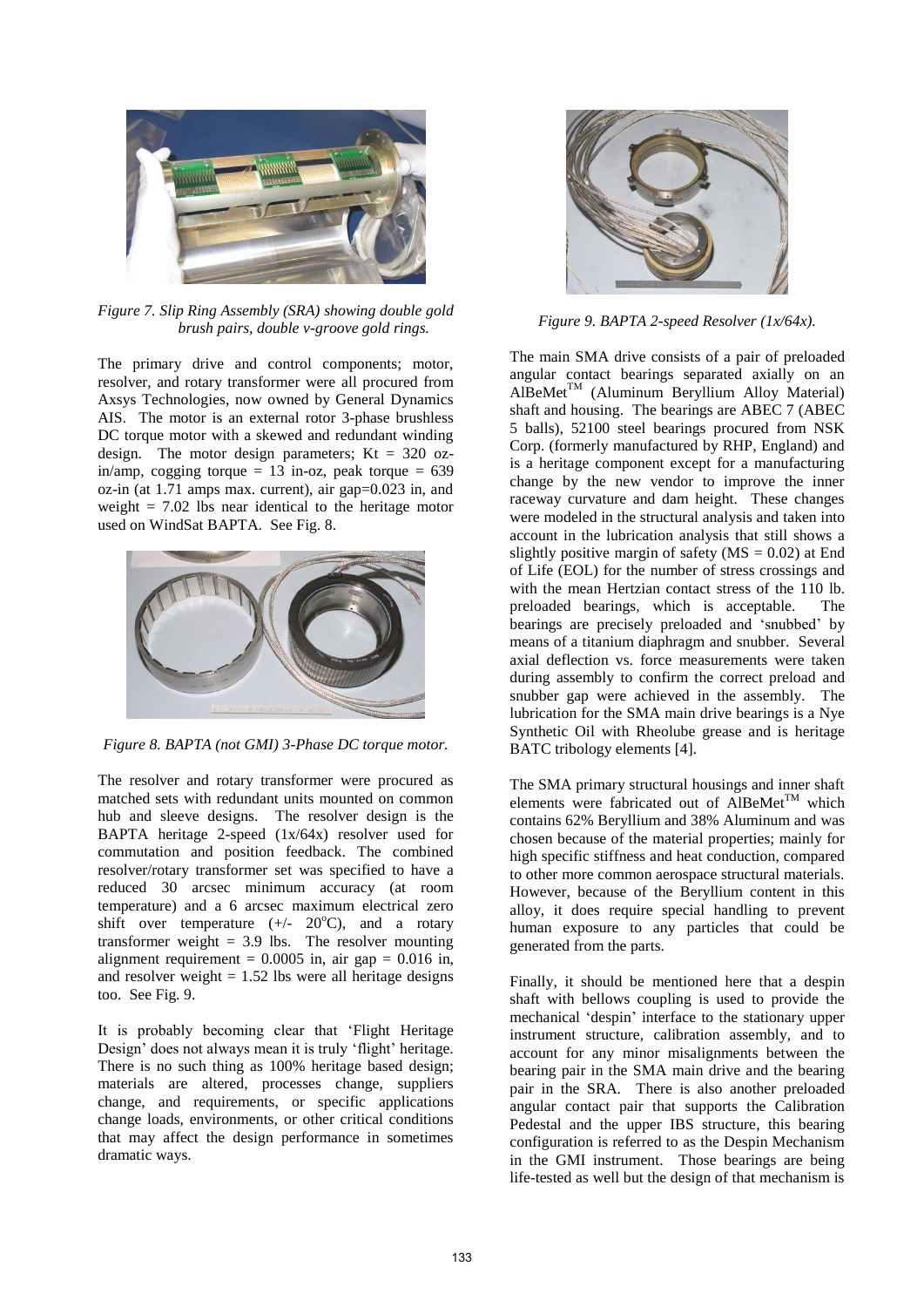*Figure 7. Slip Ring Assembly (SRA) showing double gold brush pairs, double v-groove gold rings.*

The primary drive and control components; motor, resolver, and rotary transformer were all procured from Axsys Technologies, now owned by General Dynamics AIS. The motor is an external rotor 3-phase brushless DC torque motor with a skewed and redundant winding design. The motor design parameters; Kt = 320 oz-in/amp, cogging torque = 13 in-oz, peak torque = 639 oz-in (at 1.71 amps max. current), air gap=0.023 in, and weight = 7.02 lbs near identical to the heritage motor used on WindSat BAPTA. See Fig. 8.

*Figure 8. BAPTA (not GMI) 3-Phase DC torque motor.*

The resolver and rotary transformer were procured as matched sets with redundant units mounted on common hub and sleeve designs. The resolver design is the BAPTA heritage 2-speed (1x/64x) resolver used for commutation and position feedback. The combined resolver/rotary transformer set was specified to have a reduced 30 arcsec minimum accuracy (at room temperature) and a 6 arcsec maximum electrical zero shift over temperature (+/- 20°C), and a rotary transformer weight = 3.9 lbs. The resolver mounting alignment requirement = 0.0005 in, air gap = 0.016 in, and resolver weight = 1.52 lbs were all heritage designs too. See Fig. 9.

It is probably becoming clear that 'Flight Heritage Design' does not always mean it is truly 'flight' heritage. There is no such thing as 100% heritage based design; materials are altered, processes change, suppliers change, and requirements, or specific applications change loads, environments, or other critical conditions that may affect the design performance in sometimes dramatic ways.

*Figure 9. BAPTA 2-speed Resolver (1x/64x).*

The main SMA drive consists of a pair of preloaded angular contact bearings separated axially on an AlBeMet™ (Aluminum Beryllium Alloy Material) shaft and housing. The bearings are ABEC 7 (ABEC 5 balls), 52100 steel bearings procured from NSK Corp. (formerly manufactured by RHP, England) and is a heritage component except for a manufacturing change by the new vendor to improve the inner raceway curvature and dam height. These changes were modeled in the structural analysis and taken into account in the lubrication analysis that still shows a slightly positive margin of safety (MS = 0.02) at End of Life (EOL) for the number of stress crossings and with the mean Hertzian contact stress of the 110 lb. preloaded bearings, which is acceptable. The bearings are precisely preloaded and 'snubbed' by means of a titanium diaphragm and snubber. Several axial deflection vs. force measurements were taken during assembly to confirm the correct preload and snubber gap were achieved in the assembly. The lubrication for the SMA main drive bearings is a Nye Synthetic Oil with Rheolube grease and is heritage BATC tribology elements [4].

The SMA primary structural housings and inner shaft elements were fabricated out of AlBeMet™ which contains 62% Beryllium and 38% Aluminum and was chosen because of the material properties; mainly for high specific stiffness and heat conduction, compared to other more common aerospace structural materials. However, because of the Beryllium content in this alloy, it does require special handling to prevent human exposure to any particles that could be generated from the parts.

Finally, it should be mentioned here that a despin shaft with bellows coupling is used to provide the mechanical 'despin' interface to the stationary upper instrument structure, calibration assembly, and to account for any minor misalignments between the bearing pair in the SMA main drive and the bearing pair in the SRA. There is also another preloaded angular contact pair that supports the Calibration Pedestal and the upper IBS structure, this bearing configuration is referred to as the Despin Mechanism in the GMI instrument. Those bearings are being life-tested as well but the design of that mechanism is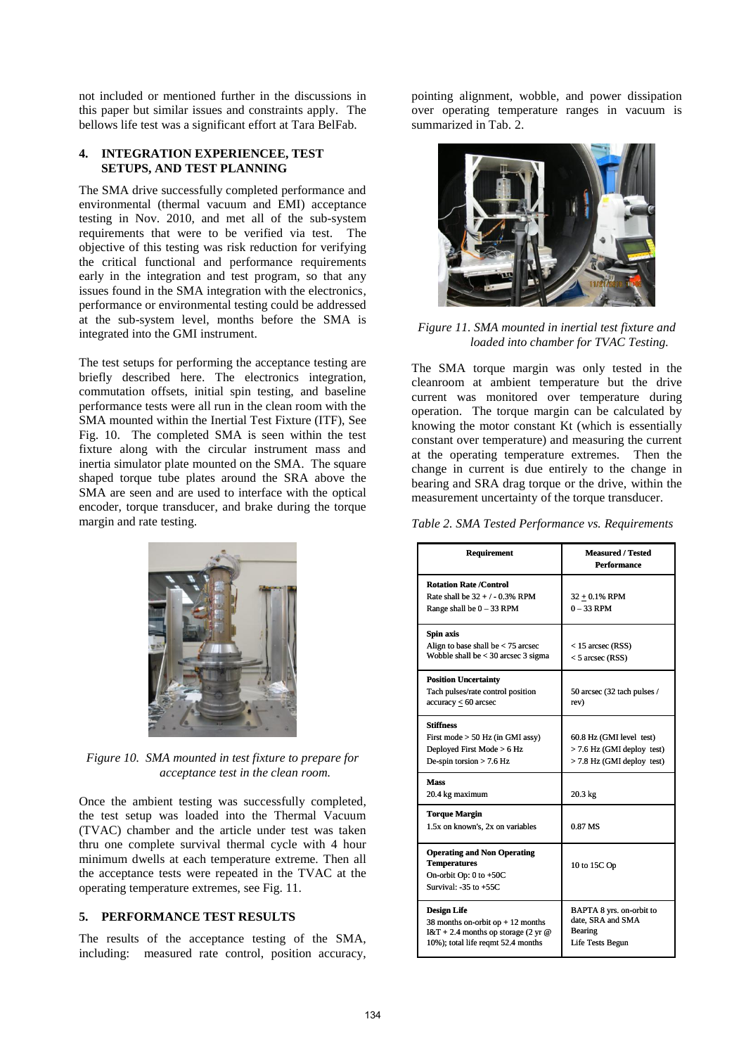not included or mentioned further in the discussions in this paper but similar issues and constraints apply. The bellows life test was a significant effort at Tara BelFab.

## 4. INTEGRATION EXPERIENCEE, TEST SETUPS, AND TEST PLANNING

The SMA drive successfully completed performance and environmental (thermal vacuum and EMI) acceptance testing in Nov. 2010, and met all of the sub-system requirements that were to be verified via test. The objective of this testing was risk reduction for verifying the critical functional and performance requirements early in the integration and test program, so that any issues found in the SMA integration with the electronics, performance or environmental testing could be addressed at the sub-system level, months before the SMA is integrated into the GMI instrument.

The test setups for performing the acceptance testing are briefly described here. The electronics integration, commutation offsets, initial spin testing, and baseline performance tests were all run in the clean room with the SMA mounted within the Inertial Test Fixture (ITF), See Fig. 10. The completed SMA is seen within the test fixture along with the circular instrument mass and inertia simulator plate mounted on the SMA. The square shaped torque tube plates around the SRA above the SMA are seen and are used to interface with the optical encoder, torque transducer, and brake during the torque margin and rate testing.

*Figure 10. SMA mounted in test fixture to prepare for acceptance test in the clean room.*

Once the ambient testing was successfully completed, the test setup was loaded into the Thermal Vacuum (TVAC) chamber and the article under test was taken thru one complete survival thermal cycle with 4 hour minimum dwells at each temperature extreme. Then all the acceptance tests were repeated in the TVAC at the operating temperature extremes, see Fig. 11.

## 5. PERFORMANCE TEST RESULTS

The results of the acceptance testing of the SMA, including: measured rate control, position accuracy, pointing alignment, wobble, and power dissipation over operating temperature ranges in vacuum is summarized in Tab. 2.

*Figure 11. SMA mounted in inertial test fixture and loaded into chamber for TVAC Testing.*

The SMA torque margin was only tested in the cleanroom at ambient temperature but the drive current was monitored over temperature during operation. The torque margin can be calculated by knowing the motor constant Kt (which is essentially constant over temperature) and measuring the current at the operating temperature extremes. Then the change in current is due entirely to the change in bearing and SRA drag torque or the drive, within the measurement uncertainty of the torque transducer.

*Table 2. SMA Tested Performance vs. Requirements*

| Requirement | Measured / Tested Performance |
|---|---|
| **Rotation Rate /Control**<br>Rate shall be 32 + / - 0.3% RPM<br>Range shall be 0 – 33 RPM | 32 $\pm$ 0.1% RPM<br>0 – 33 RPM |
| **Spin axis**<br>Align to base shall be < 75 arcsec<br>Wobble shall be < 30 arcsec 3 sigma | < 15 arcsec (RSS)<br>< 5 arcsec (RSS) |
| **Position Uncertainty**<br>Tach pulses/rate control position accuracy $\leq$ 60 arcsec | 50 arcsec (32 tach pulses / rev) |
| **Stiffness**<br>First mode > 50 Hz (in GMI assy)<br>Deployed First Mode > 6 Hz<br>De-spin torsion > 7.6 Hz | 60.8 Hz (GMI level test)<br>> 7.6 Hz (GMI deploy test)<br>> 7.8 Hz (GMI deploy test) |
| **Mass**<br>20.4 kg maximum | 20.3 kg |
| **Torque Margin**<br>1.5x on known's, 2x on variables | 0.87 MS |
| **Operating and Non Operating Temperatures**<br>On-orbit Op: 0 to +50C<br>Survival: -35 to +55C | 10 to 15C Op |
| **Design Life**<br>38 months on-orbit op + 12 months I&T + 2.4 months op storage (2 yr @ 10%); total life reqmt 52.4 months | BAPTA 8 yrs. on-orbit to date, SRA and SMA Bearing Life Tests Begun |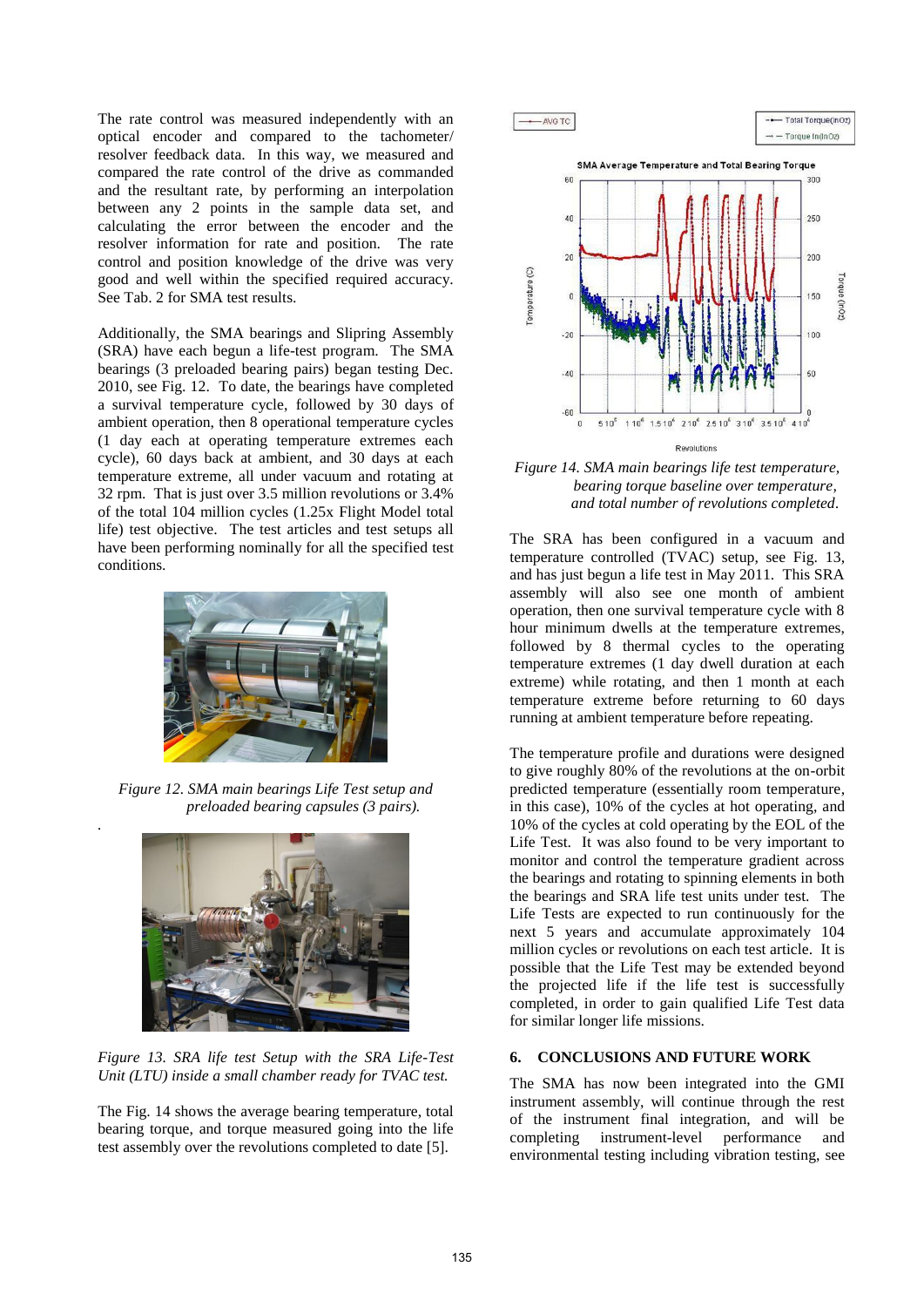The rate control was measured independently with an optical encoder and compared to the tachometer/ resolver feedback data. In this way, we measured and compared the rate control of the drive as commanded and the resultant rate, by performing an interpolation between any 2 points in the sample data set, and calculating the error between the encoder and the resolver information for rate and position. The rate control and position knowledge of the drive was very good and well within the specified required accuracy. See Tab. 2 for SMA test results.

Additionally, the SMA bearings and Slipring Assembly (SRA) have each begun a life-test program. The SMA bearings (3 preloaded bearing pairs) began testing Dec. 2010, see Fig. 12. To date, the bearings have completed a survival temperature cycle, followed by 30 days of ambient operation, then 8 operational temperature cycles (1 day each at operating temperature extremes each cycle), 60 days back at ambient, and 30 days at each temperature extreme, all under vacuum and rotating at 32 rpm. That is just over 3.5 million revolutions or 3.4% of the total 104 million cycles (1.25x Flight Model total life) test objective. The test articles and test setups all have been performing nominally for all the specified test conditions.

*Figure 12. SMA main bearings Life Test setup and preloaded bearing capsules (3 pairs).*

*Figure 13. SRA life test Setup with the SRA Life-Test Unit (LTU) inside a small chamber ready for TVAC test.*

The Fig. 14 shows the average bearing temperature, total bearing torque, and torque measured going into the life test assembly over the revolutions completed to date [5].

*Figure 14. SMA main bearings life test temperature, bearing torque baseline over temperature, and total number of revolutions completed.*

The SRA has been configured in a vacuum and temperature controlled (TVAC) setup, see Fig. 13, and has just begun a life test in May 2011. This SRA assembly will also see one month of ambient operation, then one survival temperature cycle with 8 hour minimum dwells at the temperature extremes, followed by 8 thermal cycles to the operating temperature extremes (1 day dwell duration at each extreme) while rotating, and then 1 month at each temperature extreme before returning to 60 days running at ambient temperature before repeating.

The temperature profile and durations were designed to give roughly 80% of the revolutions at the on-orbit predicted temperature (essentially room temperature, in this case), 10% of the cycles at hot operating, and 10% of the cycles at cold operating by the EOL of the Life Test. It was also found to be very important to monitor and control the temperature gradient across the bearings and rotating to spinning elements in both the bearings and SRA life test units under test. The Life Tests are expected to run continuously for the next 5 years and accumulate approximately 104 million cycles or revolutions on each test article. It is possible that the Life Test may be extended beyond the projected life if the life test is successfully completed, in order to gain qualified Life Test data for similar longer life missions.

## 6. CONCLUSIONS AND FUTURE WORK

The SMA has now been integrated into the GMI instrument assembly, will continue through the rest of the instrument final integration, and will be completing instrument-level performance and environmental testing including vibration testing, see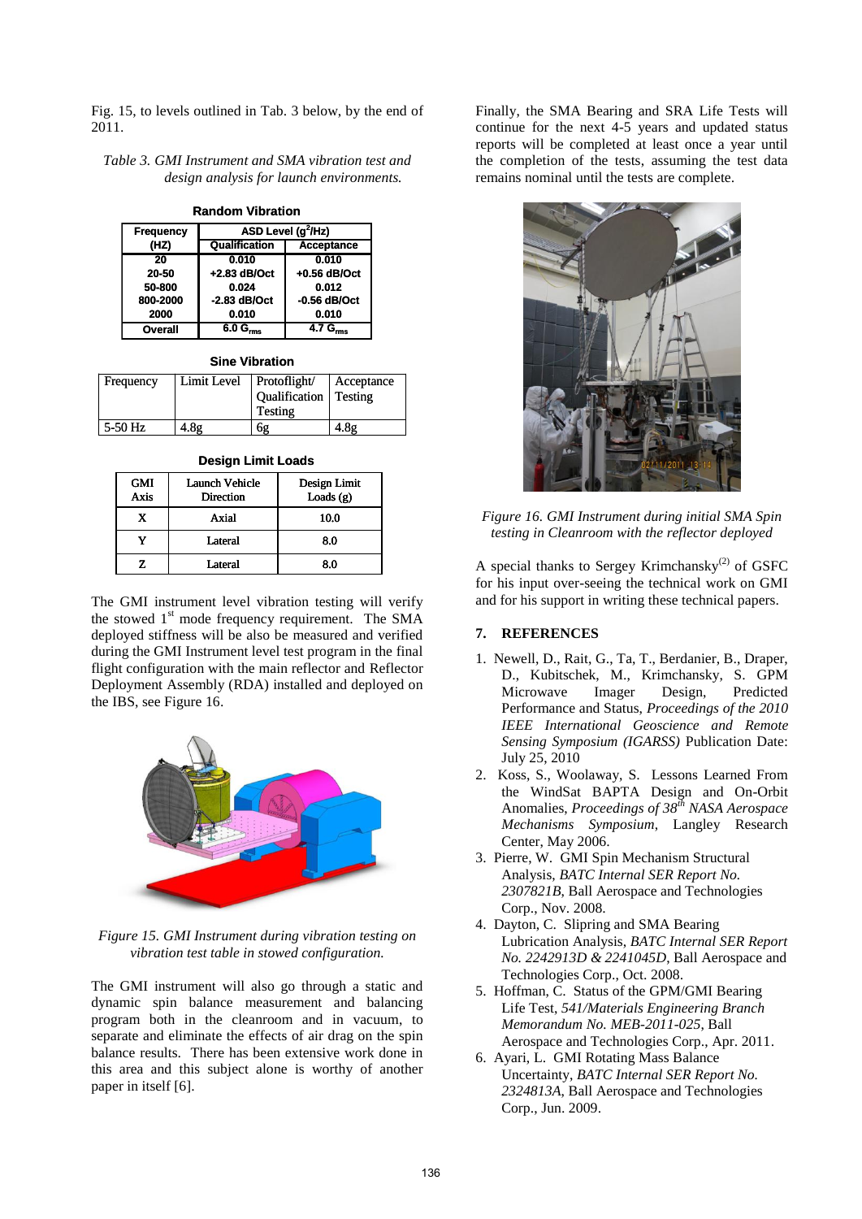Fig. 15, to levels outlined in Tab. 3 below, by the end of 2011.

*Table 3. GMI Instrument and SMA vibration test and design analysis for launch environments.*

**Random Vibration**

| Frequency (HZ) | ASD Level ($g^2$/Hz) | |
|---|---|---|
| | Qualification | Acceptance |
| 20 | 0.010 | 0.010 |
| 20-50 | +2.83 dB/Oct | +0.56 dB/Oct |
| 50-800 | 0.024 | 0.012 |
| 800-2000 | -2.83 dB/Oct | -0.56 dB/Oct |
| 2000 | 0.010 | 0.010 |
| Overall | 6.0 $G_{rms}$ | 4.7 $G_{rms}$ |

**Sine Vibration**

| Frequency | Limit Level | Protoflight/ Qualification Testing | Acceptance Testing |
|---|---|---|---|
| 5-50 Hz | 4.8g | 6g | 4.8g |

**Design Limit Loads**

| GMI Axis | Launch Vehicle Direction | Design Limit Loads (g) |
|---|---|---|
| X | Axial | 10.0 |
| Y | Lateral | 8.0 |
| Z | Lateral | 8.0 |

The GMI instrument level vibration testing will verify the stowed 1st mode frequency requirement. The SMA deployed stiffness will be also be measured and verified during the GMI Instrument level test program in the final flight configuration with the main reflector and Reflector Deployment Assembly (RDA) installed and deployed on the IBS, see Figure 16.

*Figure 15. GMI Instrument during vibration testing on vibration test table in stowed configuration.*

The GMI instrument will also go through a static and dynamic spin balance measurement and balancing program both in the cleanroom and in vacuum, to separate and eliminate the effects of air drag on the spin balance results. There has been extensive work done in this area and this subject alone is worthy of another paper in itself [6].

Finally, the SMA Bearing and SRA Life Tests will continue for the next 4-5 years and updated status reports will be completed at least once a year until the completion of the tests, assuming the test data remains nominal until the tests are complete.

*Figure 16. GMI Instrument during initial SMA Spin testing in Cleanroom with the reflector deployed*

A special thanks to Sergey Krimchansky[(2)] of GSFC for his input over-seeing the technical work on GMI and for his support in writing these technical papers.

## 7. REFERENCES

1. Newell, D., Rait, G., Ta, T., Berdanier, B., Draper, D., Kubitschek, M., Krimchansky, S. GPM Microwave Imager Design, Predicted Performance and Status, *Proceedings of the 2010 IEEE International Geoscience and Remote Sensing Symposium (IGARSS)* Publication Date: July 25, 2010
2. Koss, S., Woolaway, S. Lessons Learned From the WindSat BAPTA Design and On-Orbit Anomalies, *Proceedings of 38th NASA Aerospace Mechanisms Symposium*, Langley Research Center, May 2006.
3. Pierre, W. GMI Spin Mechanism Structural Analysis, *BATC Internal SER Report No. 2307821B*, Ball Aerospace and Technologies Corp., Nov. 2008.
4. Dayton, C. Slipring and SMA Bearing Lubrication Analysis, *BATC Internal SER Report No. 2242913D & 2241045D*, Ball Aerospace and Technologies Corp., Oct. 2008.
5. Hoffman, C. Status of the GPM/GMI Bearing Life Test, *541/Materials Engineering Branch Memorandum No. MEB-2011-025*, Ball Aerospace and Technologies Corp., Apr. 2011.
6. Ayari, L. GMI Rotating Mass Balance Uncertainty, *BATC Internal SER Report No. 2324813A*, Ball Aerospace and Technologies Corp., Jun. 2009.